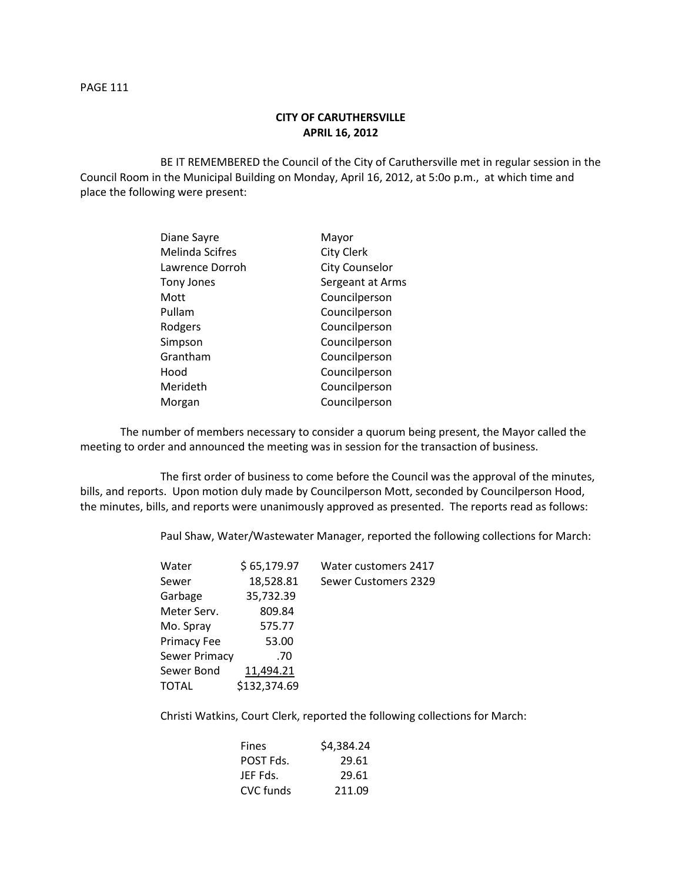**CITY OF CARUTHERSVILLE**
**APRIL 16, 2012**

BE IT REMEMBERED the Council of the City of Caruthersville met in regular session in the Council Room in the Municipal Building on Monday, April 16, 2012, at 5:0o p.m., at which time and place the following were present:

| | |
|---|---|
| Diane Sayre | Mayor |
| Melinda Scifres | City Clerk |
| Lawrence Dorroh | City Counselor |
| Tony Jones | Sergeant at Arms |
| Mott | Councilperson |
| Pullam | Councilperson |
| Rodgers | Councilperson |
| Simpson | Councilperson |
| Grantham | Councilperson |
| Hood | Councilperson |
| Merideth | Councilperson |
| Morgan | Councilperson |

The number of members necessary to consider a quorum being present, the Mayor called the meeting to order and announced the meeting was in session for the transaction of business.

The first order of business to come before the Council was the approval of the minutes, bills, and reports. Upon motion duly made by Councilperson Mott, seconded by Councilperson Hood, the minutes, bills, and reports were unanimously approved as presented. The reports read as follows:

Paul Shaw, Water/Wastewater Manager, reported the following collections for March:

| | | |
|---|---|---|
| Water | $ 65,179.97 | Water customers 2417 |
| Sewer | 18,528.81 | Sewer Customers 2329 |
| Garbage | 35,732.39 | |
| Meter Serv. | 809.84 | |
| Mo. Spray | 575.77 | |
| Primacy Fee | 53.00 | |
| Sewer Primacy | .70 | |
| Sewer Bond | 11,494.21 | |
| TOTAL | $132,374.69 | |

Christi Watkins, Court Clerk, reported the following collections for March:

| | |
|---|---|
| Fines | $4,384.24 |
| POST Fds. | 29.61 |
| JEF Fds. | 29.61 |
| CVC funds | 211.09 |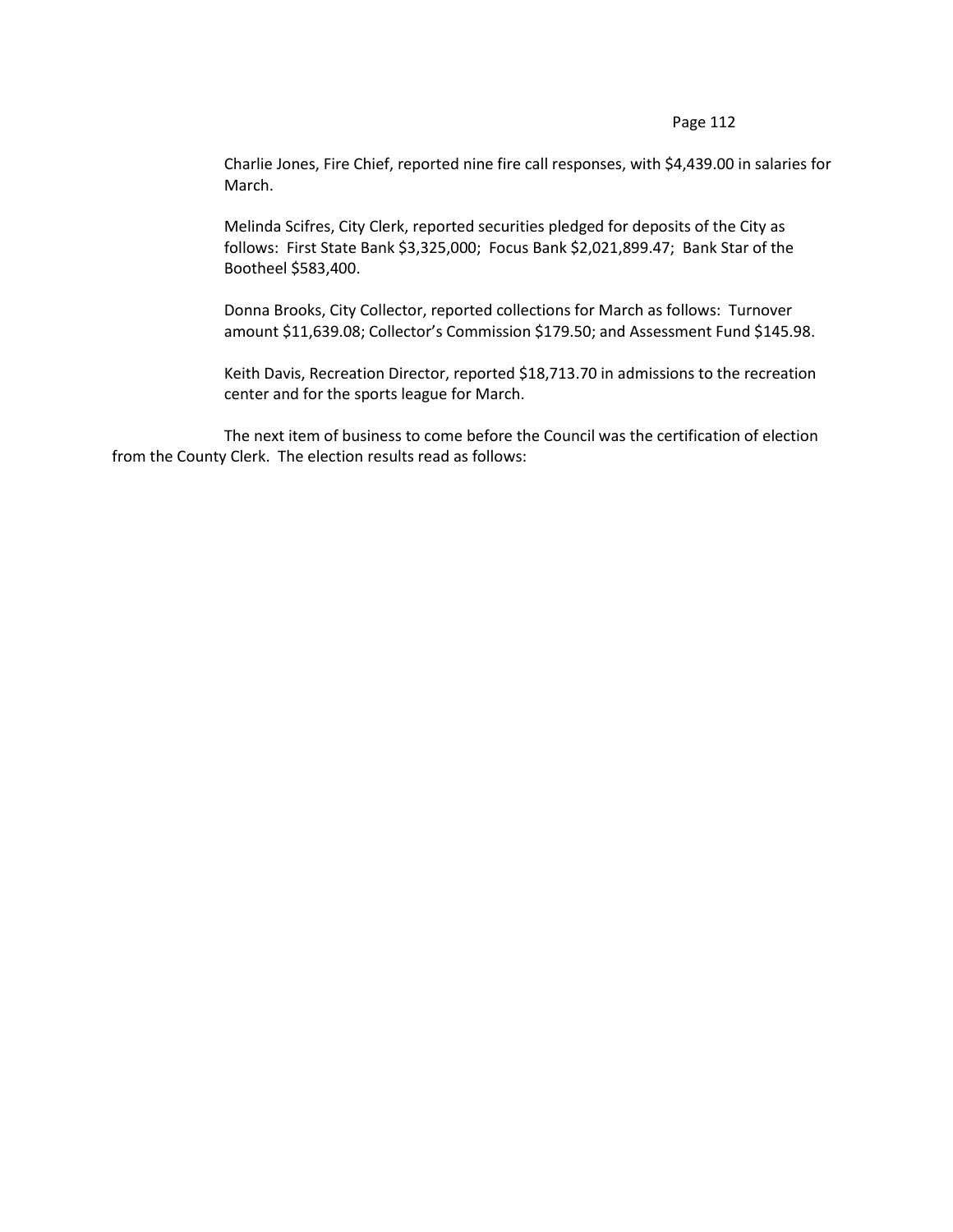Charlie Jones, Fire Chief, reported nine fire call responses, with $4,439.00 in salaries for March.

Melinda Scifres, City Clerk, reported securities pledged for deposits of the City as follows: First State Bank $3,325,000; Focus Bank $2,021,899.47; Bank Star of the Bootheel $583,400.

Donna Brooks, City Collector, reported collections for March as follows: Turnover amount $11,639.08; Collector's Commission $179.50; and Assessment Fund $145.98.

Keith Davis, Recreation Director, reported $18,713.70 in admissions to the recreation center and for the sports league for March.

The next item of business to come before the Council was the certification of election from the County Clerk. The election results read as follows: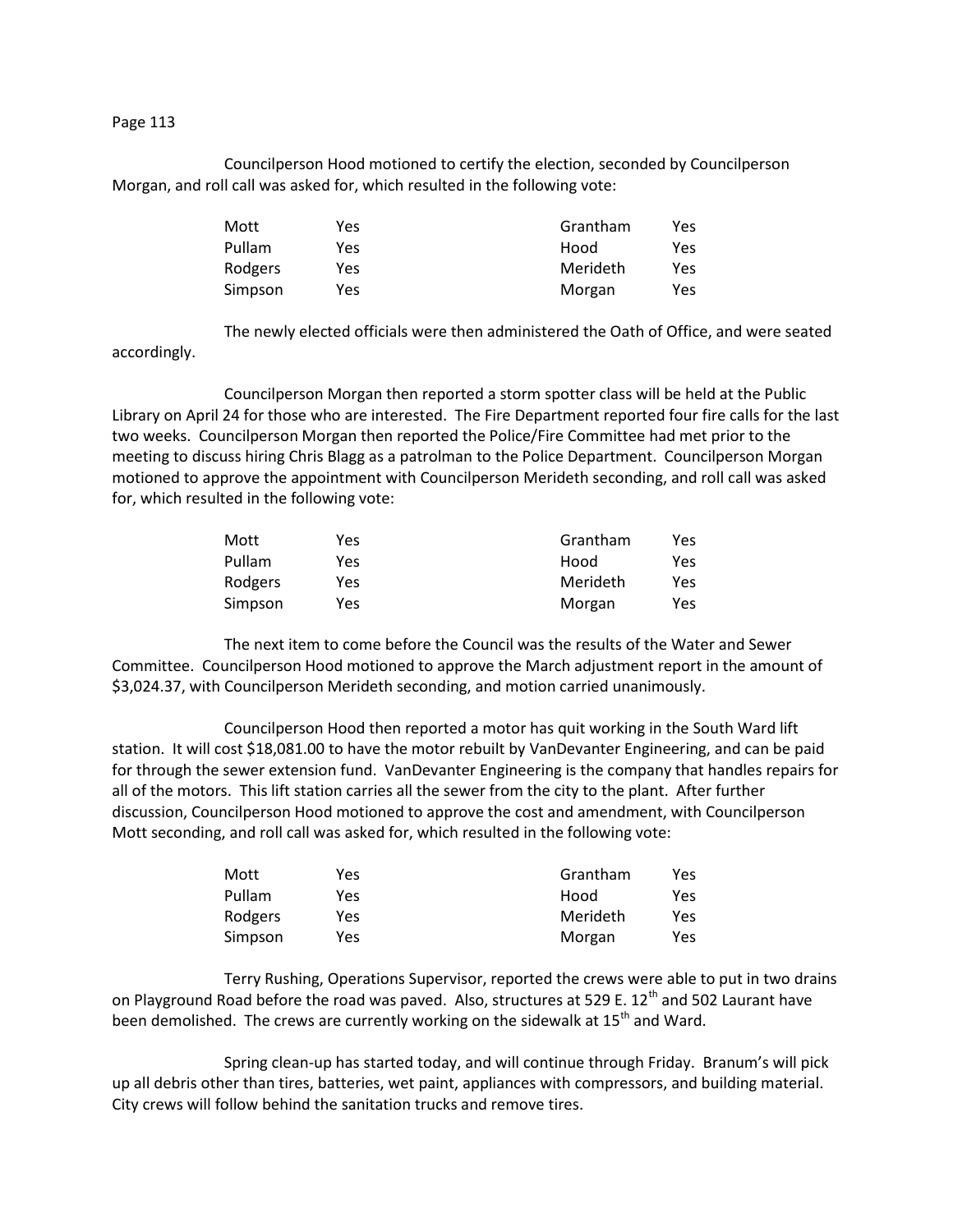Councilperson Hood motioned to certify the election, seconded by Councilperson Morgan, and roll call was asked for, which resulted in the following vote:

| | | | |
|---|---|---|---|
| Mott | Yes | Grantham | Yes |
| Pullam | Yes | Hood | Yes |
| Rodgers | Yes | Merideth | Yes |
| Simpson | Yes | Morgan | Yes |

The newly elected officials were then administered the Oath of Office, and were seated accordingly.

Councilperson Morgan then reported a storm spotter class will be held at the Public Library on April 24 for those who are interested. The Fire Department reported four fire calls for the last two weeks. Councilperson Morgan then reported the Police/Fire Committee had met prior to the meeting to discuss hiring Chris Blagg as a patrolman to the Police Department. Councilperson Morgan motioned to approve the appointment with Councilperson Merideth seconding, and roll call was asked for, which resulted in the following vote:

| | | | |
|---|---|---|---|
| Mott | Yes | Grantham | Yes |
| Pullam | Yes | Hood | Yes |
| Rodgers | Yes | Merideth | Yes |
| Simpson | Yes | Morgan | Yes |

The next item to come before the Council was the results of the Water and Sewer Committee. Councilperson Hood motioned to approve the March adjustment report in the amount of $3,024.37, with Councilperson Merideth seconding, and motion carried unanimously.

Councilperson Hood then reported a motor has quit working in the South Ward lift station. It will cost $18,081.00 to have the motor rebuilt by VanDevanter Engineering, and can be paid for through the sewer extension fund. VanDevanter Engineering is the company that handles repairs for all of the motors. This lift station carries all the sewer from the city to the plant. After further discussion, Councilperson Hood motioned to approve the cost and amendment, with Councilperson Mott seconding, and roll call was asked for, which resulted in the following vote:

| | | | |
|---|---|---|---|
| Mott | Yes | Grantham | Yes |
| Pullam | Yes | Hood | Yes |
| Rodgers | Yes | Merideth | Yes |
| Simpson | Yes | Morgan | Yes |

Terry Rushing, Operations Supervisor, reported the crews were able to put in two drains on Playground Road before the road was paved. Also, structures at 529 E. 12th and 502 Laurant have been demolished. The crews are currently working on the sidewalk at 15th and Ward.

Spring clean-up has started today, and will continue through Friday. Branum's will pick up all debris other than tires, batteries, wet paint, appliances with compressors, and building material. City crews will follow behind the sanitation trucks and remove tires.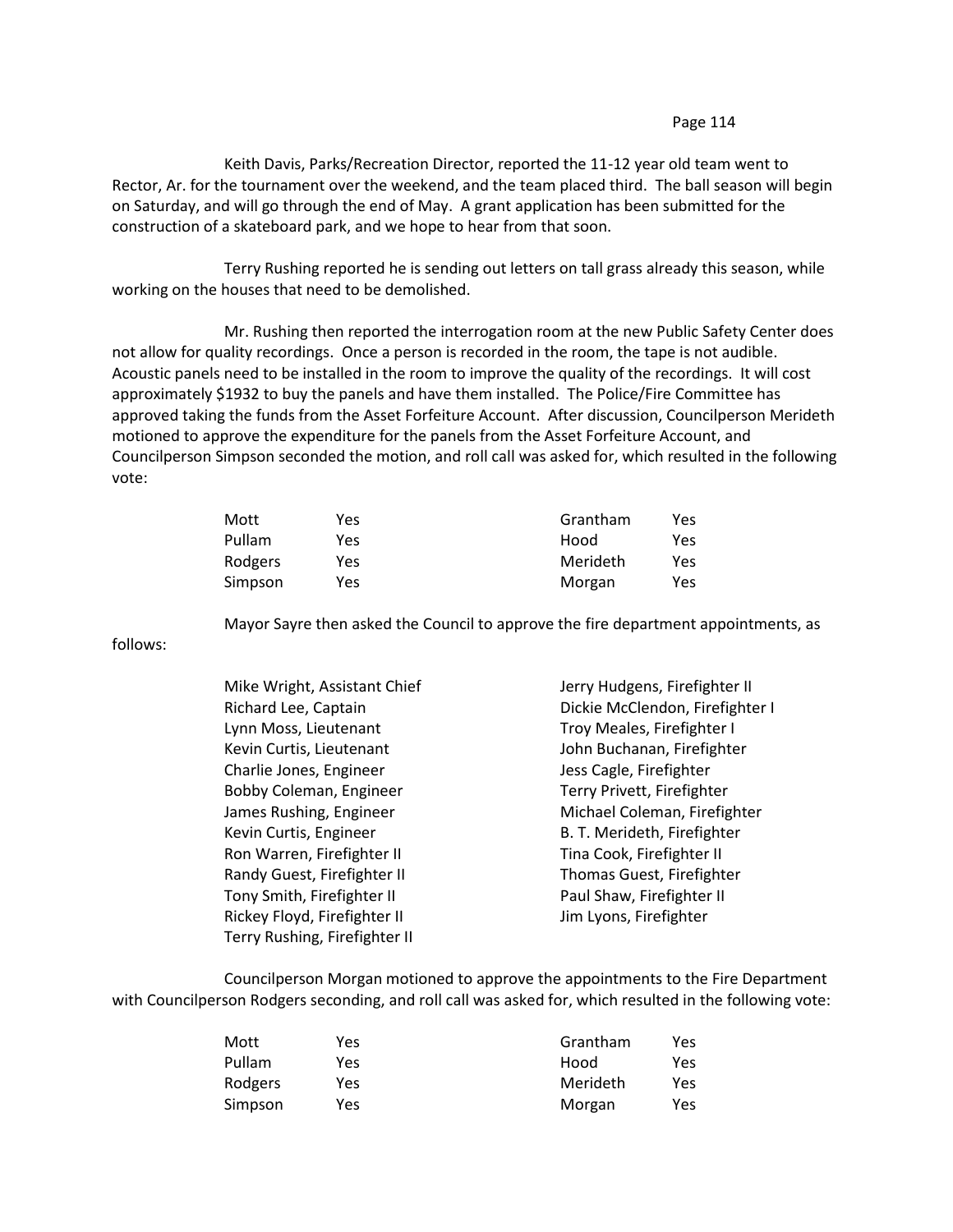Keith Davis, Parks/Recreation Director, reported the 11-12 year old team went to Rector, Ar. for the tournament over the weekend, and the team placed third. The ball season will begin on Saturday, and will go through the end of May. A grant application has been submitted for the construction of a skateboard park, and we hope to hear from that soon.

Terry Rushing reported he is sending out letters on tall grass already this season, while working on the houses that need to be demolished.

Mr. Rushing then reported the interrogation room at the new Public Safety Center does not allow for quality recordings. Once a person is recorded in the room, the tape is not audible. Acoustic panels need to be installed in the room to improve the quality of the recordings. It will cost approximately $1932 to buy the panels and have them installed. The Police/Fire Committee has approved taking the funds from the Asset Forfeiture Account. After discussion, Councilperson Merideth motioned to approve the expenditure for the panels from the Asset Forfeiture Account, and Councilperson Simpson seconded the motion, and roll call was asked for, which resulted in the following vote:

| | | | |
|---|---|---|---|
| Mott | Yes | Grantham | Yes |
| Pullam | Yes | Hood | Yes |
| Rodgers | Yes | Merideth | Yes |
| Simpson | Yes | Morgan | Yes |

Mayor Sayre then asked the Council to approve the fire department appointments, as follows:

| | |
|---|---|
| Mike Wright, Assistant Chief | Jerry Hudgens, Firefighter II |
| Richard Lee, Captain | Dickie McClendon, Firefighter I |
| Lynn Moss, Lieutenant | Troy Meales, Firefighter I |
| Kevin Curtis, Lieutenant | John Buchanan, Firefighter |
| Charlie Jones, Engineer | Jess Cagle, Firefighter |
| Bobby Coleman, Engineer | Terry Privett, Firefighter |
| James Rushing, Engineer | Michael Coleman, Firefighter |
| Kevin Curtis, Engineer | B. T. Merideth, Firefighter |
| Ron Warren, Firefighter II | Tina Cook, Firefighter II |
| Randy Guest, Firefighter II | Thomas Guest, Firefighter |
| Tony Smith, Firefighter II | Paul Shaw, Firefighter II |
| Rickey Floyd, Firefighter II | Jim Lyons, Firefighter |
| Terry Rushing, Firefighter II | |

Councilperson Morgan motioned to approve the appointments to the Fire Department with Councilperson Rodgers seconding, and roll call was asked for, which resulted in the following vote:

| | | | |
|---|---|---|---|
| Mott | Yes | Grantham | Yes |
| Pullam | Yes | Hood | Yes |
| Rodgers | Yes | Merideth | Yes |
| Simpson | Yes | Morgan | Yes |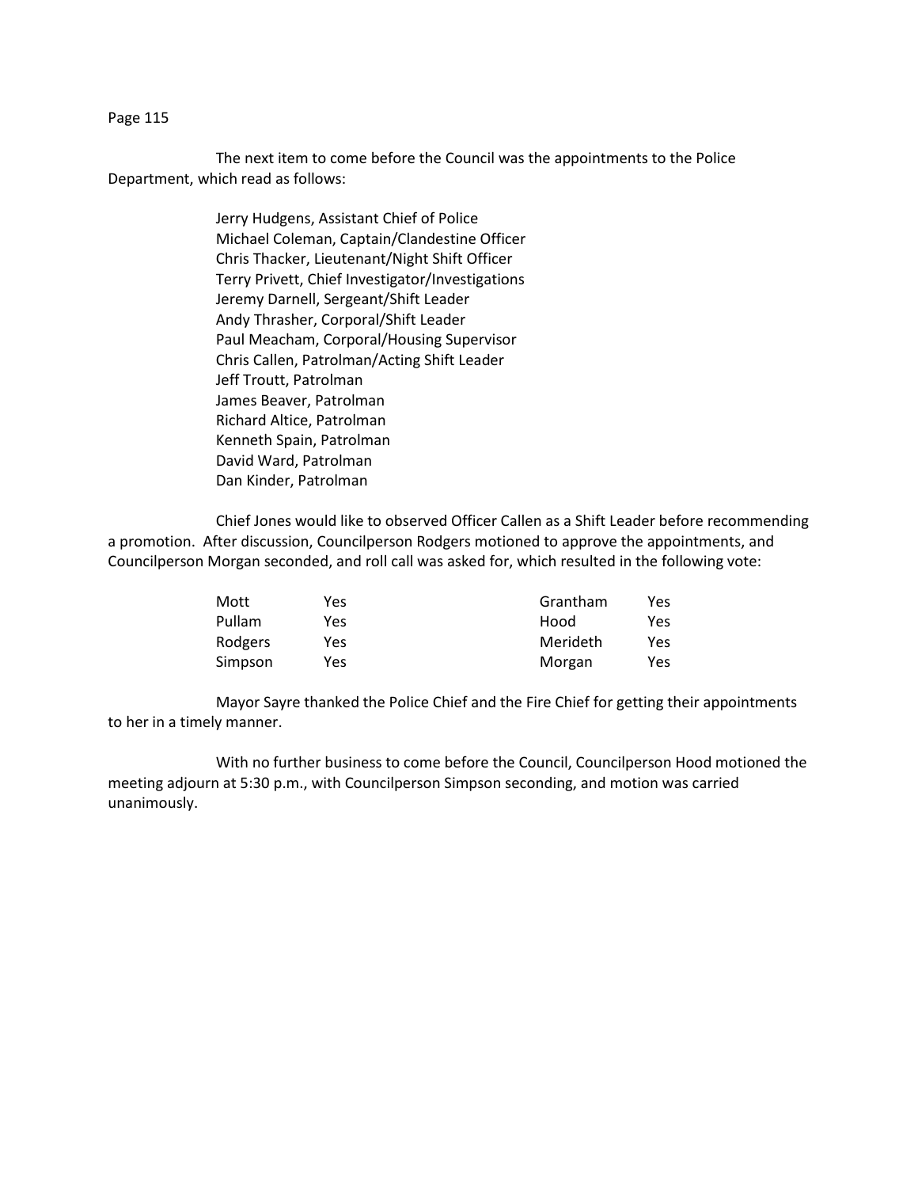The next item to come before the Council was the appointments to the Police Department, which read as follows:

Jerry Hudgens, Assistant Chief of Police
Michael Coleman, Captain/Clandestine Officer
Chris Thacker, Lieutenant/Night Shift Officer
Terry Privett, Chief Investigator/Investigations
Jeremy Darnell, Sergeant/Shift Leader
Andy Thrasher, Corporal/Shift Leader
Paul Meacham, Corporal/Housing Supervisor
Chris Callen, Patrolman/Acting Shift Leader
Jeff Troutt, Patrolman
James Beaver, Patrolman
Richard Altice, Patrolman
Kenneth Spain, Patrolman
David Ward, Patrolman
Dan Kinder, Patrolman

Chief Jones would like to observed Officer Callen as a Shift Leader before recommending a promotion. After discussion, Councilperson Rodgers motioned to approve the appointments, and Councilperson Morgan seconded, and roll call was asked for, which resulted in the following vote:

| | | | |
|---|---|---|---|
| Mott | Yes | Grantham | Yes |
| Pullam | Yes | Hood | Yes |
| Rodgers | Yes | Merideth | Yes |
| Simpson | Yes | Morgan | Yes |

Mayor Sayre thanked the Police Chief and the Fire Chief for getting their appointments to her in a timely manner.

With no further business to come before the Council, Councilperson Hood motioned the meeting adjourn at 5:30 p.m., with Councilperson Simpson seconding, and motion was carried unanimously.